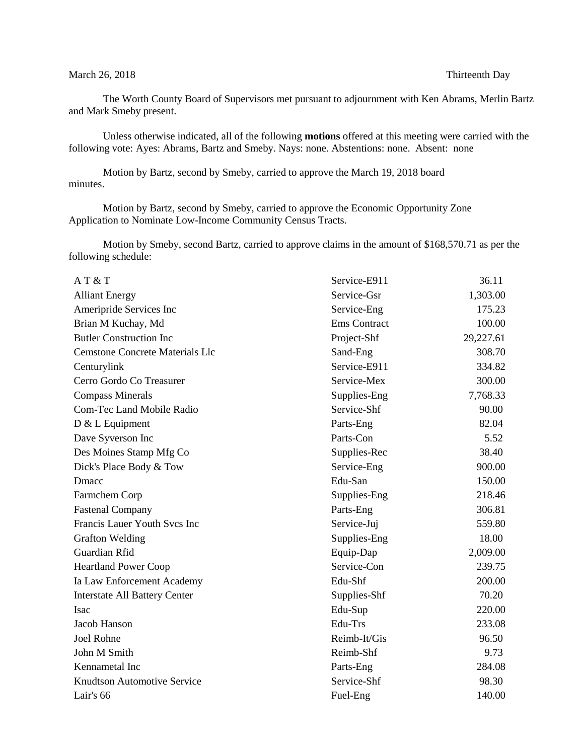March 26, 2018 Thirteenth Day

The Worth County Board of Supervisors met pursuant to adjournment with Ken Abrams, Merlin Bartz and Mark Smeby present.

Unless otherwise indicated, all of the following **motions** offered at this meeting were carried with the following vote: Ayes: Abrams, Bartz and Smeby. Nays: none. Abstentions: none. Absent: none

Motion by Bartz, second by Smeby, carried to approve the March 19, 2018 board minutes.

Motion by Bartz, second by Smeby, carried to approve the Economic Opportunity Zone Application to Nominate Low-Income Community Census Tracts.

Motion by Smeby, second Bartz, carried to approve claims in the amount of $168,570.71 as per the following schedule:

| | | |
|---|---|---|
| A T & T | Service-E911 | 36.11 |
| Alliant Energy | Service-Gsr | 1,303.00 |
| Ameripride Services Inc | Service-Eng | 175.23 |
| Brian M Kuchay, Md | Ems Contract | 100.00 |
| Butler Construction Inc | Project-Shf | 29,227.61 |
| Cemstone Concrete Materials Llc | Sand-Eng | 308.70 |
| Centurylink | Service-E911 | 334.82 |
| Cerro Gordo Co Treasurer | Service-Mex | 300.00 |
| Compass Minerals | Supplies-Eng | 7,768.33 |
| Com-Tec Land Mobile Radio | Service-Shf | 90.00 |
| D & L Equipment | Parts-Eng | 82.04 |
| Dave Syverson Inc | Parts-Con | 5.52 |
| Des Moines Stamp Mfg Co | Supplies-Rec | 38.40 |
| Dick's Place Body & Tow | Service-Eng | 900.00 |
| Dmacc | Edu-San | 150.00 |
| Farmchem Corp | Supplies-Eng | 218.46 |
| Fastenal Company | Parts-Eng | 306.81 |
| Francis Lauer Youth Svcs Inc | Service-Juj | 559.80 |
| Grafton Welding | Supplies-Eng | 18.00 |
| Guardian Rfid | Equip-Dap | 2,009.00 |
| Heartland Power Coop | Service-Con | 239.75 |
| Ia Law Enforcement Academy | Edu-Shf | 200.00 |
| Interstate All Battery Center | Supplies-Shf | 70.20 |
| Isac | Edu-Sup | 220.00 |
| Jacob Hanson | Edu-Trs | 233.08 |
| Joel Rohne | Reimb-It/Gis | 96.50 |
| John M Smith | Reimb-Shf | 9.73 |
| Kennametal Inc | Parts-Eng | 284.08 |
| Knudtson Automotive Service | Service-Shf | 98.30 |
| Lair's 66 | Fuel-Eng | 140.00 |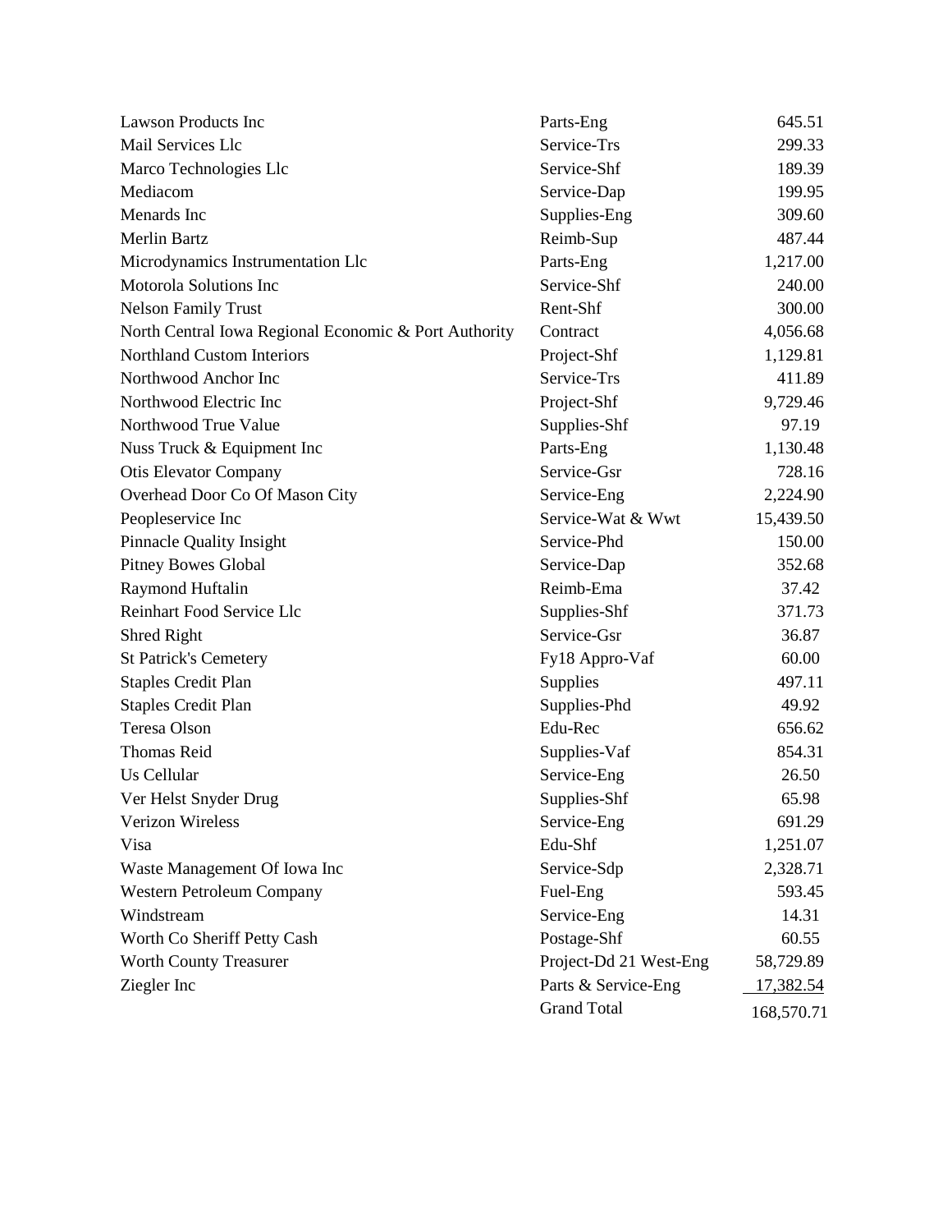| | | |
|---|---|---|
| Lawson Products Inc | Parts-Eng | 645.51 |
| Mail Services Llc | Service-Trs | 299.33 |
| Marco Technologies Llc | Service-Shf | 189.39 |
| Mediacom | Service-Dap | 199.95 |
| Menards Inc | Supplies-Eng | 309.60 |
| Merlin Bartz | Reimb-Sup | 487.44 |
| Microdynamics Instrumentation Llc | Parts-Eng | 1,217.00 |
| Motorola Solutions Inc | Service-Shf | 240.00 |
| Nelson Family Trust | Rent-Shf | 300.00 |
| North Central Iowa Regional Economic & Port Authority | Contract | 4,056.68 |
| Northland Custom Interiors | Project-Shf | 1,129.81 |
| Northwood Anchor Inc | Service-Trs | 411.89 |
| Northwood Electric Inc | Project-Shf | 9,729.46 |
| Northwood True Value | Supplies-Shf | 97.19 |
| Nuss Truck & Equipment Inc | Parts-Eng | 1,130.48 |
| Otis Elevator Company | Service-Gsr | 728.16 |
| Overhead Door Co Of Mason City | Service-Eng | 2,224.90 |
| Peopleservice Inc | Service-Wat & Wwt | 15,439.50 |
| Pinnacle Quality Insight | Service-Phd | 150.00 |
| Pitney Bowes Global | Service-Dap | 352.68 |
| Raymond Huftalin | Reimb-Ema | 37.42 |
| Reinhart Food Service Llc | Supplies-Shf | 371.73 |
| Shred Right | Service-Gsr | 36.87 |
| St Patrick's Cemetery | Fy18 Appro-Vaf | 60.00 |
| Staples Credit Plan | Supplies | 497.11 |
| Staples Credit Plan | Supplies-Phd | 49.92 |
| Teresa Olson | Edu-Rec | 656.62 |
| Thomas Reid | Supplies-Vaf | 854.31 |
| Us Cellular | Service-Eng | 26.50 |
| Ver Helst Snyder Drug | Supplies-Shf | 65.98 |
| Verizon Wireless | Service-Eng | 691.29 |
| Visa | Edu-Shf | 1,251.07 |
| Waste Management Of Iowa Inc | Service-Sdp | 2,328.71 |
| Western Petroleum Company | Fuel-Eng | 593.45 |
| Windstream | Service-Eng | 14.31 |
| Worth Co Sheriff Petty Cash | Postage-Shf | 60.55 |
| Worth County Treasurer | Project-Dd 21 West-Eng | 58,729.89 |
| Ziegler Inc | Parts & Service-Eng | 17,382.54 |
| | Grand Total | 168,570.71 |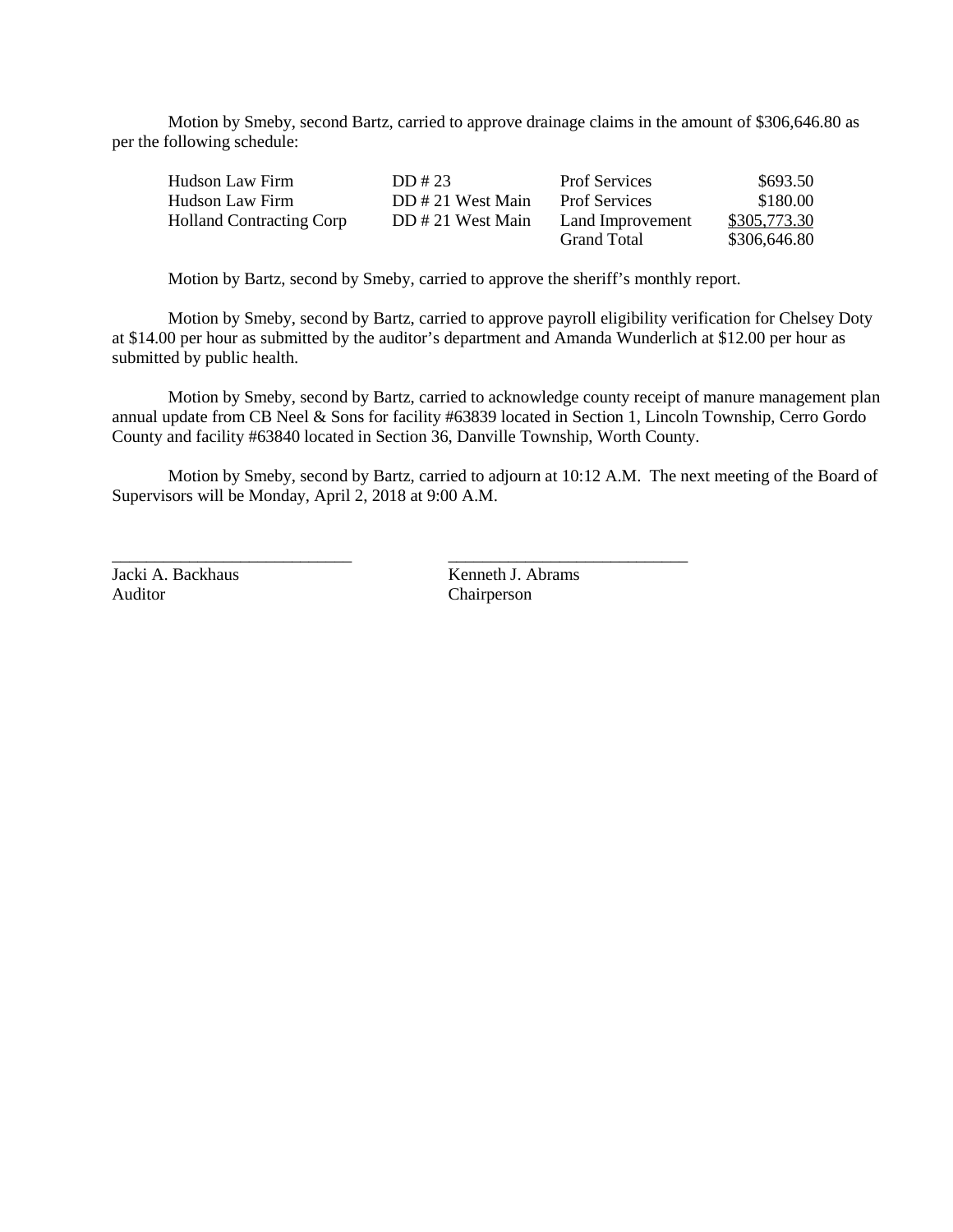Motion by Smeby, second Bartz, carried to approve drainage claims in the amount of $306,646.80 as per the following schedule:

| | | | |
|---|---|---|---|
| Hudson Law Firm | DD # 23 | Prof Services | $693.50 |
| Hudson Law Firm | DD # 21 West Main | Prof Services | $180.00 |
| Holland Contracting Corp | DD # 21 West Main | Land Improvement | $305,773.30 |
| | | Grand Total | $306,646.80 |

Motion by Bartz, second by Smeby, carried to approve the sheriff's monthly report.

Motion by Smeby, second by Bartz, carried to approve payroll eligibility verification for Chelsey Doty at $14.00 per hour as submitted by the auditor's department and Amanda Wunderlich at $12.00 per hour as submitted by public health.

Motion by Smeby, second by Bartz, carried to acknowledge county receipt of manure management plan annual update from CB Neel & Sons for facility #63839 located in Section 1, Lincoln Township, Cerro Gordo County and facility #63840 located in Section 36, Danville Township, Worth County.

Motion by Smeby, second by Bartz, carried to adjourn at 10:12 A.M. The next meeting of the Board of Supervisors will be Monday, April 2, 2018 at 9:00 A.M.

\_\_\_\_\_\_\_\_\_\_\_\_\_\_\_\_\_\_\_\_\_\_\_\_\_\_\_\_ \_\_\_\_\_\_\_\_\_\_\_\_\_\_\_\_\_\_\_\_\_\_\_\_\_\_\_\_

Jacki A. Backhaus
Auditor

Kenneth J. Abrams
Chairperson